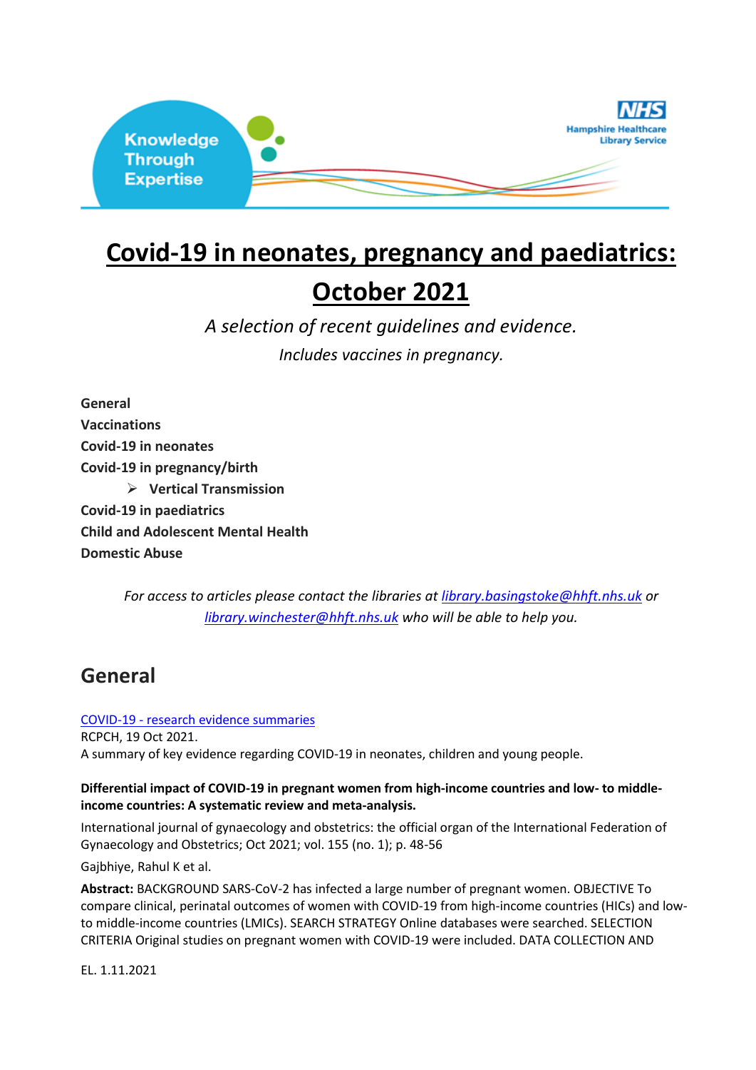Knowledge Through Expertise

NHS Hampshire Healthcare Library Service

# Covid-19 in neonates, pregnancy and paediatrics: October 2021

*A selection of recent guidelines and evidence.*

*Includes vaccines in pregnancy.*

**General**
**Vaccinations**
**Covid-19 in neonates**
**Covid-19 in pregnancy/birth**
- **Vertical Transmission**

**Covid-19 in paediatrics**
**Child and Adolescent Mental Health**
**Domestic Abuse**

*For access to articles please contact the libraries at library.basingstoke@hhft.nhs.uk or library.winchester@hhft.nhs.uk who will be able to help you.*

## General

COVID-19 - research evidence summaries
RCPCH, 19 Oct 2021.
A summary of key evidence regarding COVID-19 in neonates, children and young people.

**Differential impact of COVID-19 in pregnant women from high-income countries and low- to middle-income countries: A systematic review and meta-analysis.**

International journal of gynaecology and obstetrics: the official organ of the International Federation of Gynaecology and Obstetrics; Oct 2021; vol. 155 (no. 1); p. 48-56

Gajbhiye, Rahul K et al.

**Abstract:** BACKGROUND SARS-CoV-2 has infected a large number of pregnant women. OBJECTIVE To compare clinical, perinatal outcomes of women with COVID-19 from high-income countries (HICs) and low- to middle-income countries (LMICs). SEARCH STRATEGY Online databases were searched. SELECTION CRITERIA Original studies on pregnant women with COVID-19 were included. DATA COLLECTION AND

EL. 1.11.2021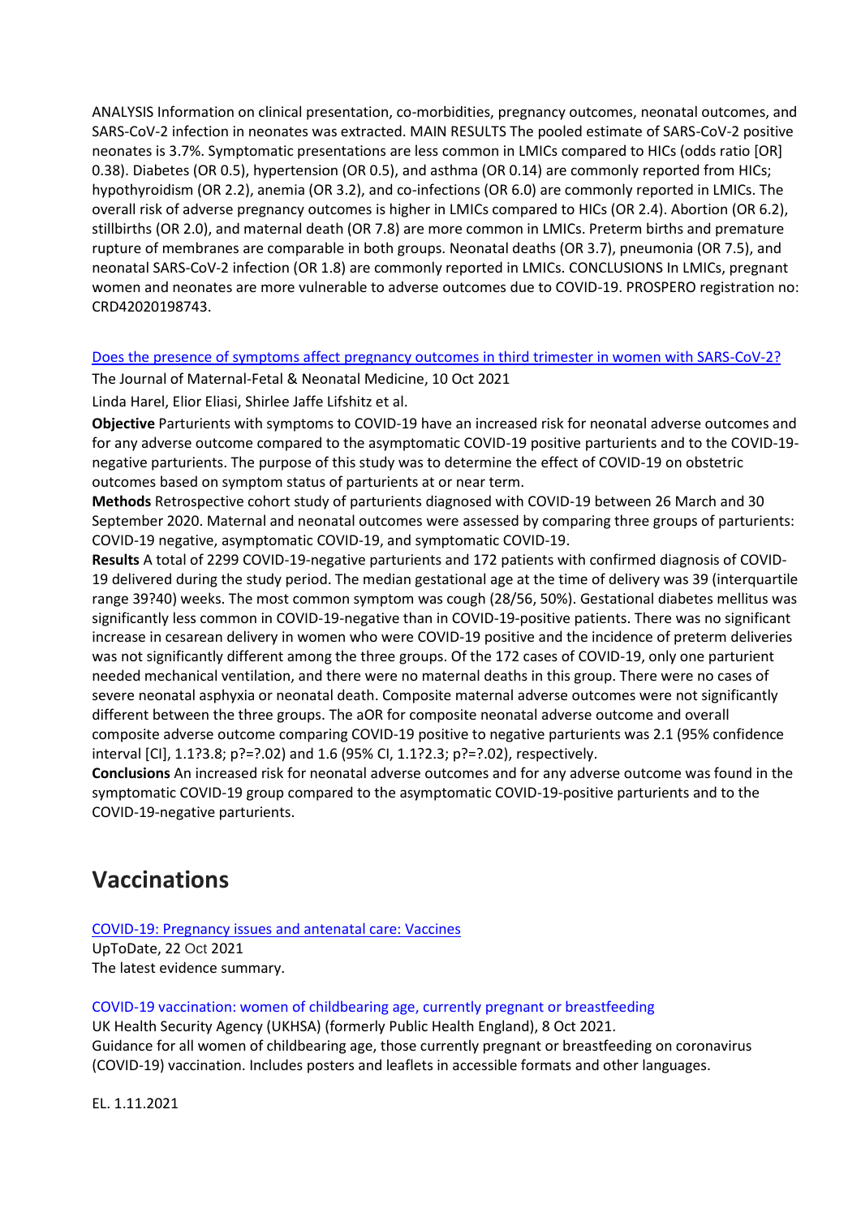ANALYSIS Information on clinical presentation, co-morbidities, pregnancy outcomes, neonatal outcomes, and SARS-CoV-2 infection in neonates was extracted. MAIN RESULTS The pooled estimate of SARS-CoV-2 positive neonates is 3.7%. Symptomatic presentations are less common in LMICs compared to HICs (odds ratio [OR] 0.38). Diabetes (OR 0.5), hypertension (OR 0.5), and asthma (OR 0.14) are commonly reported from HICs; hypothyroidism (OR 2.2), anemia (OR 3.2), and co-infections (OR 6.0) are commonly reported in LMICs. The overall risk of adverse pregnancy outcomes is higher in LMICs compared to HICs (OR 2.4). Abortion (OR 6.2), stillbirths (OR 2.0), and maternal death (OR 7.8) are more common in LMICs. Preterm births and premature rupture of membranes are comparable in both groups. Neonatal deaths (OR 3.7), pneumonia (OR 7.5), and neonatal SARS-CoV-2 infection (OR 1.8) are commonly reported in LMICs. CONCLUSIONS In LMICs, pregnant women and neonates are more vulnerable to adverse outcomes due to COVID-19. PROSPERO registration no: CRD42020198743.

[Does the presence of symptoms affect pregnancy outcomes in third trimester in women with SARS-CoV-2?]

The Journal of Maternal-Fetal & Neonatal Medicine, 10 Oct 2021

Linda Harel, Elior Eliasi, Shirlee Jaffe Lifshitz et al.

**Objective** Parturients with symptoms to COVID-19 have an increased risk for neonatal adverse outcomes and for any adverse outcome compared to the asymptomatic COVID-19 positive parturients and to the COVID-19-negative parturients. The purpose of this study was to determine the effect of COVID-19 on obstetric outcomes based on symptom status of parturients at or near term.

**Methods** Retrospective cohort study of parturients diagnosed with COVID-19 between 26 March and 30 September 2020. Maternal and neonatal outcomes were assessed by comparing three groups of parturients: COVID-19 negative, asymptomatic COVID-19, and symptomatic COVID-19.

**Results** A total of 2299 COVID-19-negative parturients and 172 patients with confirmed diagnosis of COVID-19 delivered during the study period. The median gestational age at the time of delivery was 39 (interquartile range 39?40) weeks. The most common symptom was cough (28/56, 50%). Gestational diabetes mellitus was significantly less common in COVID-19-negative than in COVID-19-positive patients. There was no significant increase in cesarean delivery in women who were COVID-19 positive and the incidence of preterm deliveries was not significantly different among the three groups. Of the 172 cases of COVID-19, only one parturient needed mechanical ventilation, and there were no maternal deaths in this group. There were no cases of severe neonatal asphyxia or neonatal death. Composite maternal adverse outcomes were not significantly different between the three groups. The aOR for composite neonatal adverse outcome and overall composite adverse outcome comparing COVID-19 positive to negative parturients was 2.1 (95% confidence interval [CI], 1.1?3.8; p?=?.02) and 1.6 (95% CI, 1.1?2.3; p?=?.02), respectively.

**Conclusions** An increased risk for neonatal adverse outcomes and for any adverse outcome was found in the symptomatic COVID-19 group compared to the asymptomatic COVID-19-positive parturients and to the COVID-19-negative parturients.

## Vaccinations

[COVID-19: Pregnancy issues and antenatal care: Vaccines]

UpToDate, 22 Oct 2021

The latest evidence summary.

[COVID-19 vaccination: women of childbearing age, currently pregnant or breastfeeding]

UK Health Security Agency (UKHSA) (formerly Public Health England), 8 Oct 2021.

Guidance for all women of childbearing age, those currently pregnant or breastfeeding on coronavirus (COVID-19) vaccination. Includes posters and leaflets in accessible formats and other languages.

EL. 1.11.2021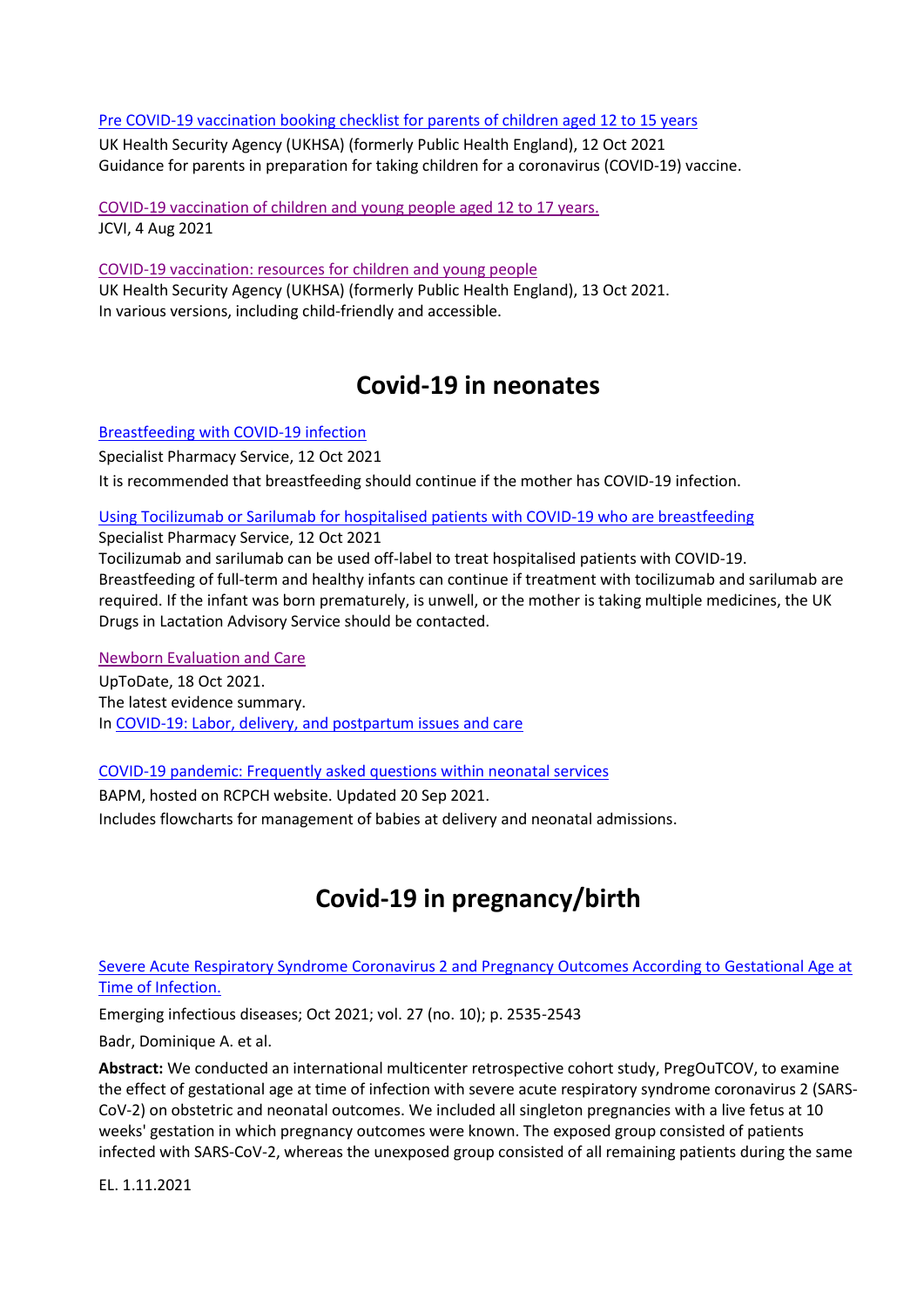[Pre COVID-19 vaccination booking checklist for parents of children aged 12 to 15 years](#)

UK Health Security Agency (UKHSA) (formerly Public Health England), 12 Oct 2021
Guidance for parents in preparation for taking children for a coronavirus (COVID-19) vaccine.

[COVID-19 vaccination of children and young people aged 12 to 17 years.](#)
JCVI, 4 Aug 2021

[COVID-19 vaccination: resources for children and young people](#)
UK Health Security Agency (UKHSA) (formerly Public Health England), 13 Oct 2021.
In various versions, including child-friendly and accessible.

# Covid-19 in neonates

[Breastfeeding with COVID-19 infection](#)

Specialist Pharmacy Service, 12 Oct 2021

It is recommended that breastfeeding should continue if the mother has COVID-19 infection.

[Using Tocilizumab or Sarilumab for hospitalised patients with COVID-19 who are breastfeeding](#)
Specialist Pharmacy Service, 12 Oct 2021
Tocilizumab and sarilumab can be used off-label to treat hospitalised patients with COVID-19. Breastfeeding of full-term and healthy infants can continue if treatment with tocilizumab and sarilumab are required. If the infant was born prematurely, is unwell, or the mother is taking multiple medicines, the UK Drugs in Lactation Advisory Service should be contacted.

[Newborn Evaluation and Care](#)
UpToDate, 18 Oct 2021.
The latest evidence summary.
In [COVID-19: Labor, delivery, and postpartum issues and care](#)

[COVID-19 pandemic: Frequently asked questions within neonatal services](#)
BAPM, hosted on RCPCH website. Updated 20 Sep 2021.
Includes flowcharts for management of babies at delivery and neonatal admissions.

# Covid-19 in pregnancy/birth

[Severe Acute Respiratory Syndrome Coronavirus 2 and Pregnancy Outcomes According to Gestational Age at Time of Infection.](#)

Emerging infectious diseases; Oct 2021; vol. 27 (no. 10); p. 2535-2543

Badr, Dominique A. et al.

**Abstract:** We conducted an international multicenter retrospective cohort study, PregOuTCOV, to examine the effect of gestational age at time of infection with severe acute respiratory syndrome coronavirus 2 (SARS-CoV-2) on obstetric and neonatal outcomes. We included all singleton pregnancies with a live fetus at 10 weeks' gestation in which pregnancy outcomes were known. The exposed group consisted of patients infected with SARS-CoV-2, whereas the unexposed group consisted of all remaining patients during the same

EL. 1.11.2021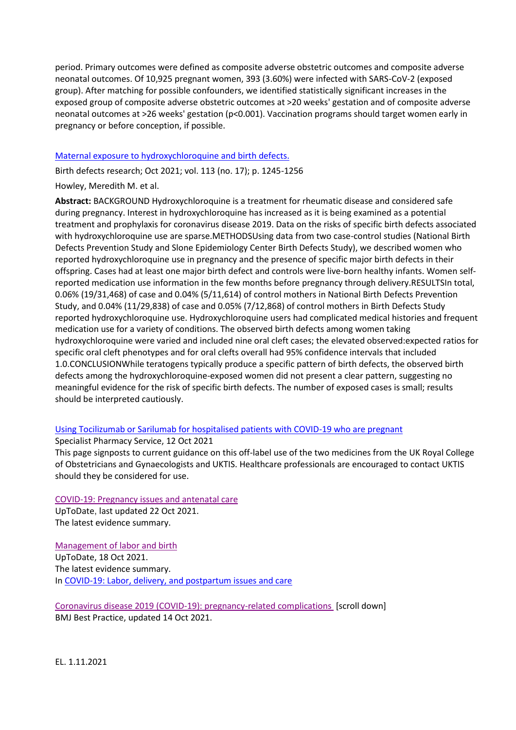period. Primary outcomes were defined as composite adverse obstetric outcomes and composite adverse neonatal outcomes. Of 10,925 pregnant women, 393 (3.60%) were infected with SARS-CoV-2 (exposed group). After matching for possible confounders, we identified statistically significant increases in the exposed group of composite adverse obstetric outcomes at >20 weeks' gestation and of composite adverse neonatal outcomes at >26 weeks' gestation ($p<0.001$). Vaccination programs should target women early in pregnancy or before conception, if possible.

[Maternal exposure to hydroxychloroquine and birth defects.]

Birth defects research; Oct 2021; vol. 113 (no. 17); p. 1245-1256

Howley, Meredith M. et al.

**Abstract:** BACKGROUND Hydroxychloroquine is a treatment for rheumatic disease and considered safe during pregnancy. Interest in hydroxychloroquine has increased as it is being examined as a potential treatment and prophylaxis for coronavirus disease 2019. Data on the risks of specific birth defects associated with hydroxychloroquine use are sparse.METHODSUsing data from two case-control studies (National Birth Defects Prevention Study and Slone Epidemiology Center Birth Defects Study), we described women who reported hydroxychloroquine use in pregnancy and the presence of specific major birth defects in their offspring. Cases had at least one major birth defect and controls were live-born healthy infants. Women self-reported medication use information in the few months before pregnancy through delivery.RESULTSIn total, 0.06% (19/31,468) of case and 0.04% (5/11,614) of control mothers in National Birth Defects Prevention Study, and 0.04% (11/29,838) of case and 0.05% (7/12,868) of control mothers in Birth Defects Study reported hydroxychloroquine use. Hydroxychloroquine users had complicated medical histories and frequent medication use for a variety of conditions. The observed birth defects among women taking hydroxychloroquine were varied and included nine oral cleft cases; the elevated observed:expected ratios for specific oral cleft phenotypes and for oral clefts overall had 95% confidence intervals that included 1.0.CONCLUSIONWhile teratogens typically produce a specific pattern of birth defects, the observed birth defects among the hydroxychloroquine-exposed women did not present a clear pattern, suggesting no meaningful evidence for the risk of specific birth defects. The number of exposed cases is small; results should be interpreted cautiously.

[Using Tocilizumab or Sarilumab for hospitalised patients with COVID-19 who are pregnant]

Specialist Pharmacy Service, 12 Oct 2021

This page signposts to current guidance on this off-label use of the two medicines from the UK Royal College of Obstetricians and Gynaecologists and UKTIS. Healthcare professionals are encouraged to contact UKTIS should they be considered for use.

[COVID-19: Pregnancy issues and antenatal care]

UpToDate, last updated 22 Oct 2021.

The latest evidence summary.

[Management of labor and birth]

UpToDate, 18 Oct 2021.

The latest evidence summary.

In [COVID-19: Labor, delivery, and postpartum issues and care]

[Coronavirus disease 2019 (COVID-19): pregnancy-related complications] [scroll down]

BMJ Best Practice, updated 14 Oct 2021.

EL. 1.11.2021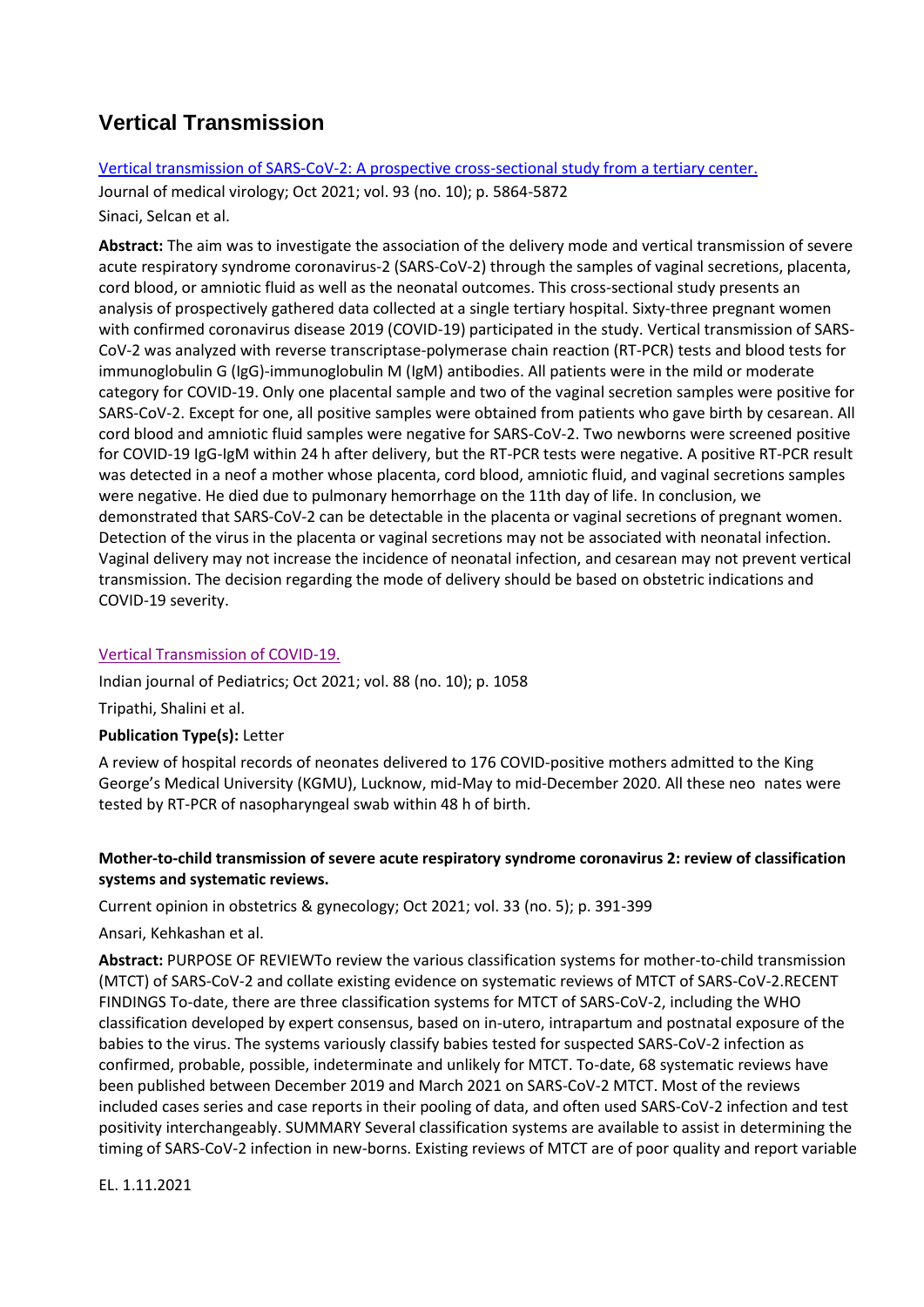# Vertical Transmission

[Vertical transmission of SARS-CoV-2: A prospective cross-sectional study from a tertiary center.]()

Journal of medical virology; Oct 2021; vol. 93 (no. 10); p. 5864-5872

Sinaci, Selcan et al.

**Abstract:** The aim was to investigate the association of the delivery mode and vertical transmission of severe acute respiratory syndrome coronavirus-2 (SARS-CoV-2) through the samples of vaginal secretions, placenta, cord blood, or amniotic fluid as well as the neonatal outcomes. This cross-sectional study presents an analysis of prospectively gathered data collected at a single tertiary hospital. Sixty-three pregnant women with confirmed coronavirus disease 2019 (COVID-19) participated in the study. Vertical transmission of SARS-CoV-2 was analyzed with reverse transcriptase-polymerase chain reaction (RT-PCR) tests and blood tests for immunoglobulin G (IgG)-immunoglobulin M (IgM) antibodies. All patients were in the mild or moderate category for COVID-19. Only one placental sample and two of the vaginal secretion samples were positive for SARS-CoV-2. Except for one, all positive samples were obtained from patients who gave birth by cesarean. All cord blood and amniotic fluid samples were negative for SARS-CoV-2. Two newborns were screened positive for COVID-19 IgG-IgM within 24 h after delivery, but the RT-PCR tests were negative. A positive RT-PCR result was detected in a neof a mother whose placenta, cord blood, amniotic fluid, and vaginal secretions samples were negative. He died due to pulmonary hemorrhage on the 11th day of life. In conclusion, we demonstrated that SARS-CoV-2 can be detectable in the placenta or vaginal secretions of pregnant women. Detection of the virus in the placenta or vaginal secretions may not be associated with neonatal infection. Vaginal delivery may not increase the incidence of neonatal infection, and cesarean may not prevent vertical transmission. The decision regarding the mode of delivery should be based on obstetric indications and COVID-19 severity.

[Vertical Transmission of COVID-19.]()

Indian journal of Pediatrics; Oct 2021; vol. 88 (no. 10); p. 1058

Tripathi, Shalini et al.

**Publication Type(s):** Letter

A review of hospital records of neonates delivered to 176 COVID-positive mothers admitted to the King George's Medical University (KGMU), Lucknow, mid-May to mid-December 2020. All these neo nates were tested by RT-PCR of nasopharyngeal swab within 48 h of birth.

**Mother-to-child transmission of severe acute respiratory syndrome coronavirus 2: review of classification systems and systematic reviews.**

Current opinion in obstetrics & gynecology; Oct 2021; vol. 33 (no. 5); p. 391-399

Ansari, Kehkashan et al.

**Abstract:** PURPOSE OF REVIEWTo review the various classification systems for mother-to-child transmission (MTCT) of SARS-CoV-2 and collate existing evidence on systematic reviews of MTCT of SARS-CoV-2.RECENT FINDINGS To-date, there are three classification systems for MTCT of SARS-CoV-2, including the WHO classification developed by expert consensus, based on in-utero, intrapartum and postnatal exposure of the babies to the virus. The systems variously classify babies tested for suspected SARS-CoV-2 infection as confirmed, probable, possible, indeterminate and unlikely for MTCT. To-date, 68 systematic reviews have been published between December 2019 and March 2021 on SARS-CoV-2 MTCT. Most of the reviews included cases series and case reports in their pooling of data, and often used SARS-CoV-2 infection and test positivity interchangeably. SUMMARY Several classification systems are available to assist in determining the timing of SARS-CoV-2 infection in new-borns. Existing reviews of MTCT are of poor quality and report variable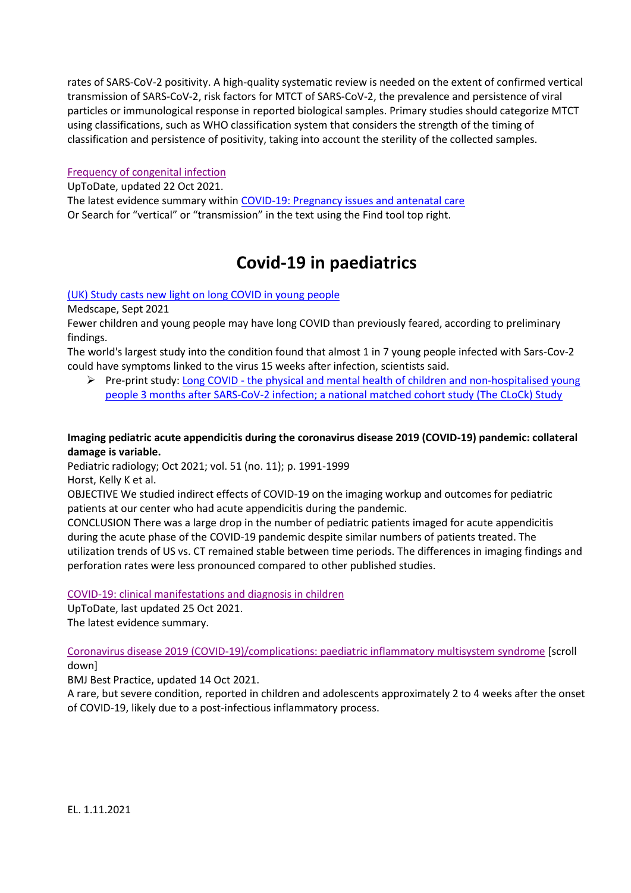rates of SARS-CoV-2 positivity. A high-quality systematic review is needed on the extent of confirmed vertical transmission of SARS-CoV-2, risk factors for MTCT of SARS-CoV-2, the prevalence and persistence of viral particles or immunological response in reported biological samples. Primary studies should categorize MTCT using classifications, such as WHO classification system that considers the strength of the timing of classification and persistence of positivity, taking into account the sterility of the collected samples.

Frequency of congenital infection
UpToDate, updated 22 Oct 2021.
The latest evidence summary within COVID-19: Pregnancy issues and antenatal care
Or Search for "vertical" or "transmission" in the text using the Find tool top right.

# Covid-19 in paediatrics

(UK) Study casts new light on long COVID in young people
Medscape, Sept 2021
Fewer children and young people may have long COVID than previously feared, according to preliminary findings.
The world's largest study into the condition found that almost 1 in 7 young people infected with Sars-Cov-2 could have symptoms linked to the virus 15 weeks after infection, scientists said.

- Pre-print study: Long COVID - the physical and mental health of children and non-hospitalised young people 3 months after SARS-CoV-2 infection; a national matched cohort study (The CLoCk) Study

**Imaging pediatric acute appendicitis during the coronavirus disease 2019 (COVID-19) pandemic: collateral damage is variable.**
Pediatric radiology; Oct 2021; vol. 51 (no. 11); p. 1991-1999
Horst, Kelly K et al.
OBJECTIVE We studied indirect effects of COVID-19 on the imaging workup and outcomes for pediatric patients at our center who had acute appendicitis during the pandemic.
CONCLUSION There was a large drop in the number of pediatric patients imaged for acute appendicitis during the acute phase of the COVID-19 pandemic despite similar numbers of patients treated. The utilization trends of US vs. CT remained stable between time periods. The differences in imaging findings and perforation rates were less pronounced compared to other published studies.

COVID-19: clinical manifestations and diagnosis in children
UpToDate, last updated 25 Oct 2021.
The latest evidence summary.

Coronavirus disease 2019 (COVID-19)/complications: paediatric inflammatory multisystem syndrome [scroll down]
BMJ Best Practice, updated 14 Oct 2021.
A rare, but severe condition, reported in children and adolescents approximately 2 to 4 weeks after the onset of COVID-19, likely due to a post-infectious inflammatory process.

EL. 1.11.2021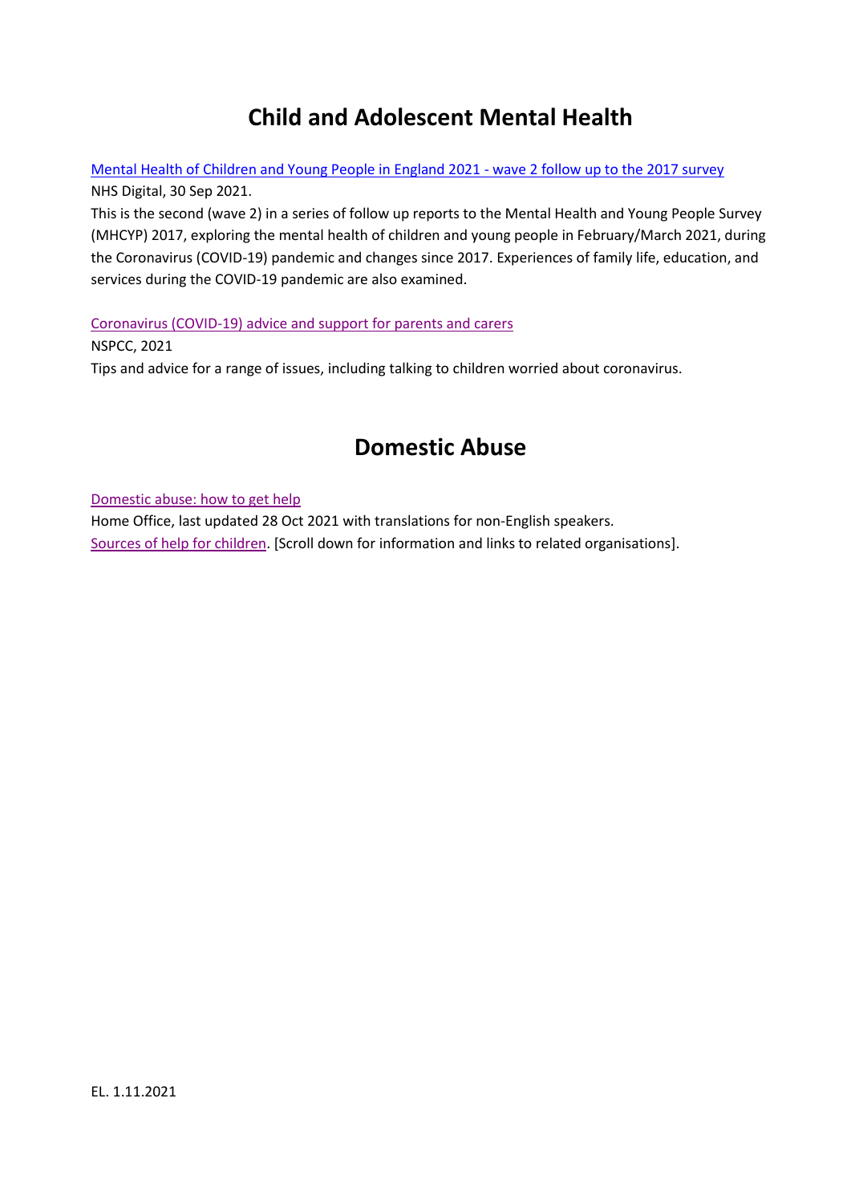# Child and Adolescent Mental Health

Mental Health of Children and Young People in England 2021 - wave 2 follow up to the 2017 survey

NHS Digital, 30 Sep 2021.

This is the second (wave 2) in a series of follow up reports to the Mental Health and Young People Survey (MHCYP) 2017, exploring the mental health of children and young people in February/March 2021, during the Coronavirus (COVID-19) pandemic and changes since 2017. Experiences of family life, education, and services during the COVID-19 pandemic are also examined.

Coronavirus (COVID-19) advice and support for parents and carers

NSPCC, 2021

Tips and advice for a range of issues, including talking to children worried about coronavirus.

# Domestic Abuse

Domestic abuse: how to get help

Home Office, last updated 28 Oct 2021 with translations for non-English speakers.

Sources of help for children. [Scroll down for information and links to related organisations].

EL. 1.11.2021